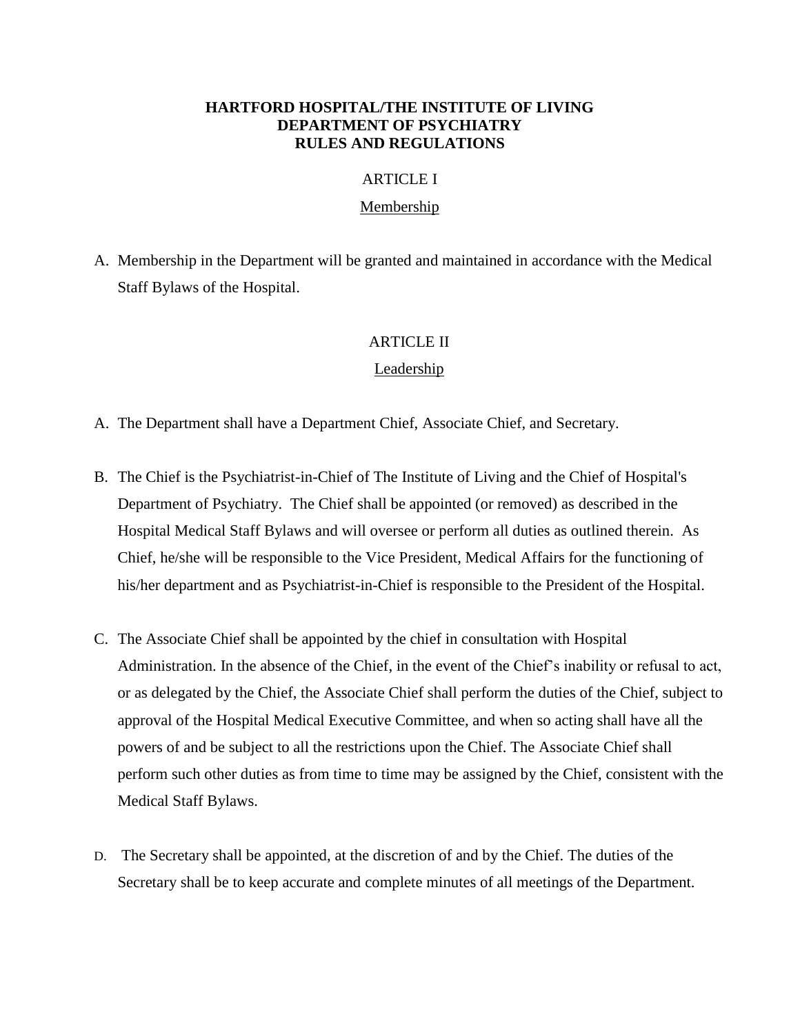# HARTFORD HOSPITAL/THE INSTITUTE OF LIVING
# DEPARTMENT OF PSYCHIATRY
# RULES AND REGULATIONS

## ARTICLE I

## Membership

A. Membership in the Department will be granted and maintained in accordance with the Medical Staff Bylaws of the Hospital.

## ARTICLE II

## Leadership

A. The Department shall have a Department Chief, Associate Chief, and Secretary.

B. The Chief is the Psychiatrist-in-Chief of The Institute of Living and the Chief of Hospital's Department of Psychiatry. The Chief shall be appointed (or removed) as described in the Hospital Medical Staff Bylaws and will oversee or perform all duties as outlined therein. As Chief, he/she will be responsible to the Vice President, Medical Affairs for the functioning of his/her department and as Psychiatrist-in-Chief is responsible to the President of the Hospital.

C. The Associate Chief shall be appointed by the chief in consultation with Hospital Administration. In the absence of the Chief, in the event of the Chief's inability or refusal to act, or as delegated by the Chief, the Associate Chief shall perform the duties of the Chief, subject to approval of the Hospital Medical Executive Committee, and when so acting shall have all the powers of and be subject to all the restrictions upon the Chief. The Associate Chief shall perform such other duties as from time to time may be assigned by the Chief, consistent with the Medical Staff Bylaws.

D. The Secretary shall be appointed, at the discretion of and by the Chief. The duties of the Secretary shall be to keep accurate and complete minutes of all meetings of the Department.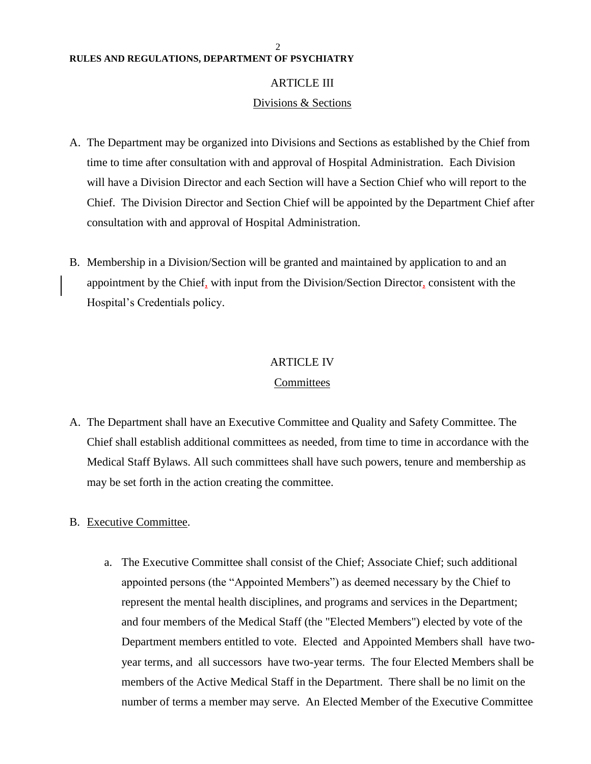## ARTICLE III

### Divisions & Sections

A. The Department may be organized into Divisions and Sections as established by the Chief from time to time after consultation with and approval of Hospital Administration. Each Division will have a Division Director and each Section will have a Section Chief who will report to the Chief. The Division Director and Section Chief will be appointed by the Department Chief after consultation with and approval of Hospital Administration.

B. Membership in a Division/Section will be granted and maintained by application to and an appointment by the Chief, with input from the Division/Section Director, consistent with the Hospital's Credentials policy.

## ARTICLE IV

### Committees

A. The Department shall have an Executive Committee and Quality and Safety Committee. The Chief shall establish additional committees as needed, from time to time in accordance with the Medical Staff Bylaws. All such committees shall have such powers, tenure and membership as may be set forth in the action creating the committee.

B. Executive Committee.

   a. The Executive Committee shall consist of the Chief; Associate Chief; such additional appointed persons (the "Appointed Members") as deemed necessary by the Chief to represent the mental health disciplines, and programs and services in the Department; and four members of the Medical Staff (the "Elected Members") elected by vote of the Department members entitled to vote. Elected and Appointed Members shall have two-year terms, and all successors have two-year terms. The four Elected Members shall be members of the Active Medical Staff in the Department. There shall be no limit on the number of terms a member may serve. An Elected Member of the Executive Committee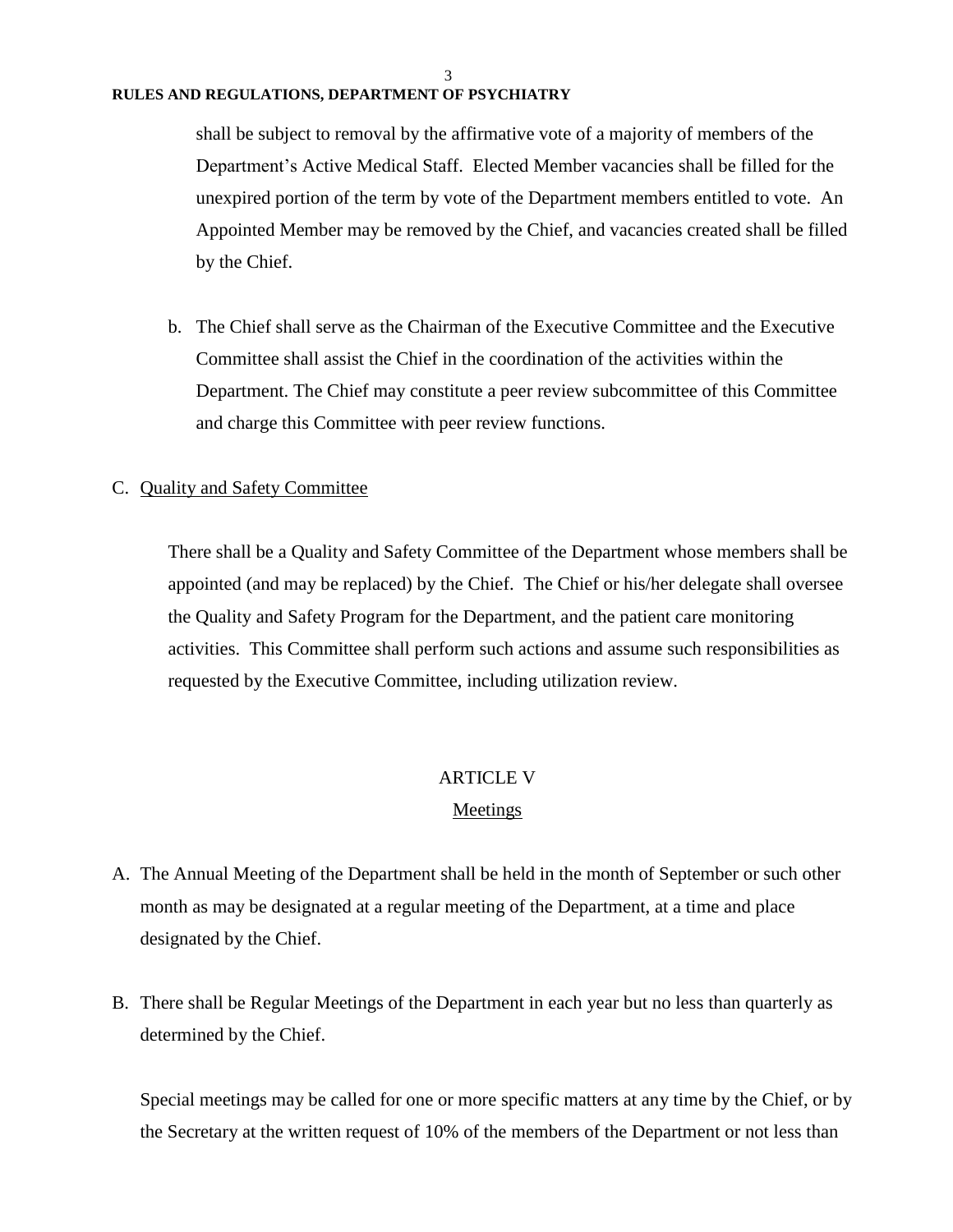shall be subject to removal by the affirmative vote of a majority of members of the Department's Active Medical Staff. Elected Member vacancies shall be filled for the unexpired portion of the term by vote of the Department members entitled to vote. An Appointed Member may be removed by the Chief, and vacancies created shall be filled by the Chief.

b. The Chief shall serve as the Chairman of the Executive Committee and the Executive Committee shall assist the Chief in the coordination of the activities within the Department. The Chief may constitute a peer review subcommittee of this Committee and charge this Committee with peer review functions.

C. Quality and Safety Committee

There shall be a Quality and Safety Committee of the Department whose members shall be appointed (and may be replaced) by the Chief. The Chief or his/her delegate shall oversee the Quality and Safety Program for the Department, and the patient care monitoring activities. This Committee shall perform such actions and assume such responsibilities as requested by the Executive Committee, including utilization review.

## ARTICLE V
## Meetings

A. The Annual Meeting of the Department shall be held in the month of September or such other month as may be designated at a regular meeting of the Department, at a time and place designated by the Chief.

B. There shall be Regular Meetings of the Department in each year but no less than quarterly as determined by the Chief.

Special meetings may be called for one or more specific matters at any time by the Chief, or by the Secretary at the written request of 10% of the members of the Department or not less than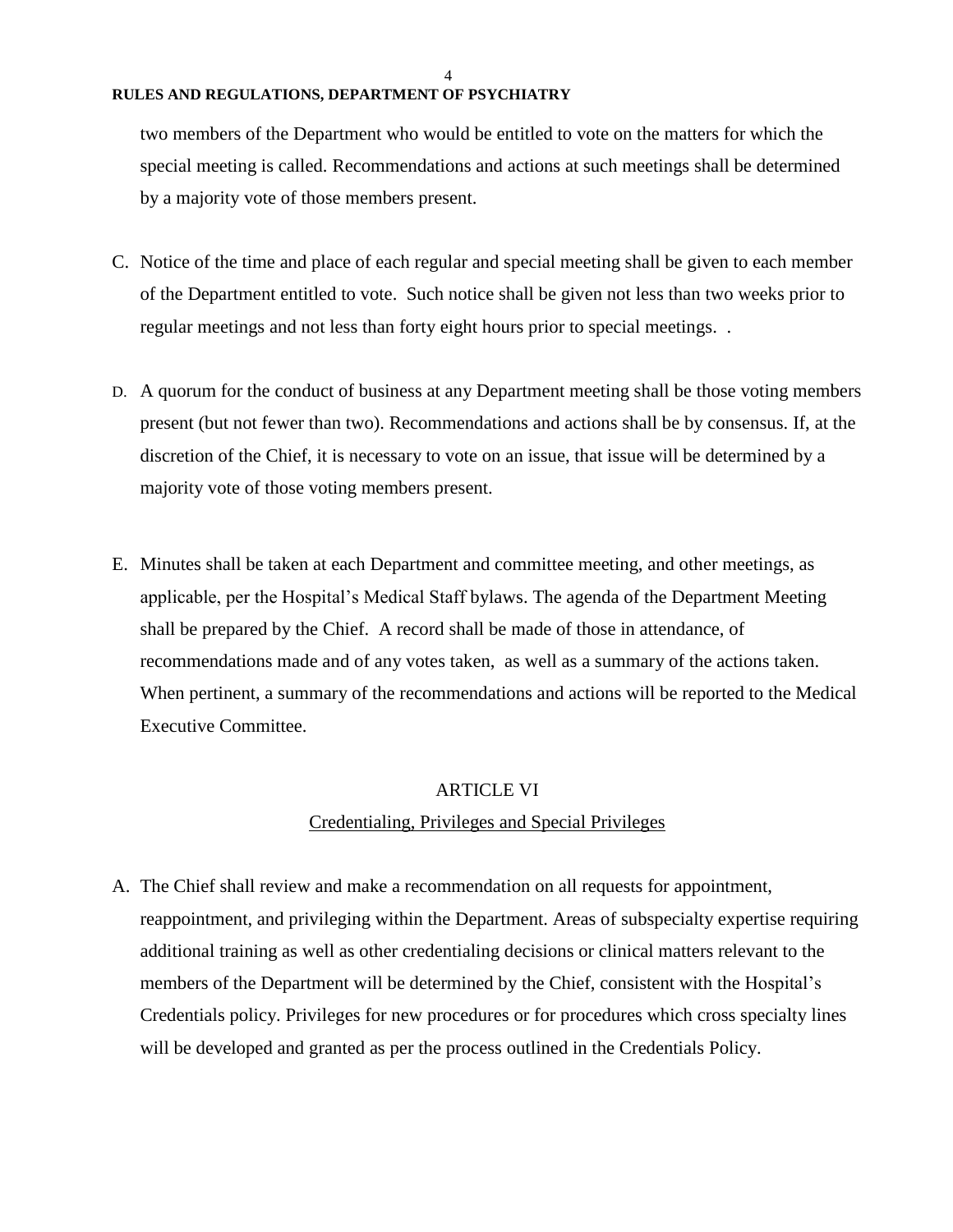two members of the Department who would be entitled to vote on the matters for which the special meeting is called. Recommendations and actions at such meetings shall be determined by a majority vote of those members present.

C. Notice of the time and place of each regular and special meeting shall be given to each member of the Department entitled to vote. Such notice shall be given not less than two weeks prior to regular meetings and not less than forty eight hours prior to special meetings. .

D. A quorum for the conduct of business at any Department meeting shall be those voting members present (but not fewer than two). Recommendations and actions shall be by consensus. If, at the discretion of the Chief, it is necessary to vote on an issue, that issue will be determined by a majority vote of those voting members present.

E. Minutes shall be taken at each Department and committee meeting, and other meetings, as applicable, per the Hospital's Medical Staff bylaws. The agenda of the Department Meeting shall be prepared by the Chief. A record shall be made of those in attendance, of recommendations made and of any votes taken, as well as a summary of the actions taken. When pertinent, a summary of the recommendations and actions will be reported to the Medical Executive Committee.

## ARTICLE VI

### Credentialing, Privileges and Special Privileges

A. The Chief shall review and make a recommendation on all requests for appointment, reappointment, and privileging within the Department. Areas of subspecialty expertise requiring additional training as well as other credentialing decisions or clinical matters relevant to the members of the Department will be determined by the Chief, consistent with the Hospital's Credentials policy. Privileges for new procedures or for procedures which cross specialty lines will be developed and granted as per the process outlined in the Credentials Policy.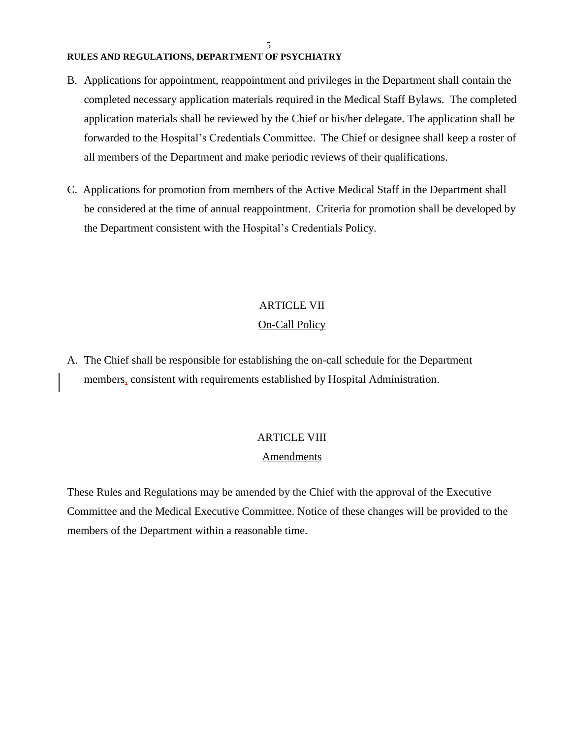B. Applications for appointment, reappointment and privileges in the Department shall contain the completed necessary application materials required in the Medical Staff Bylaws. The completed application materials shall be reviewed by the Chief or his/her delegate. The application shall be forwarded to the Hospital's Credentials Committee. The Chief or designee shall keep a roster of all members of the Department and make periodic reviews of their qualifications.

C. Applications for promotion from members of the Active Medical Staff in the Department shall be considered at the time of annual reappointment. Criteria for promotion shall be developed by the Department consistent with the Hospital's Credentials Policy.

## ARTICLE VII

## On-Call Policy

A. The Chief shall be responsible for establishing the on-call schedule for the Department members, consistent with requirements established by Hospital Administration.

## ARTICLE VIII

## Amendments

These Rules and Regulations may be amended by the Chief with the approval of the Executive Committee and the Medical Executive Committee. Notice of these changes will be provided to the members of the Department within a reasonable time.